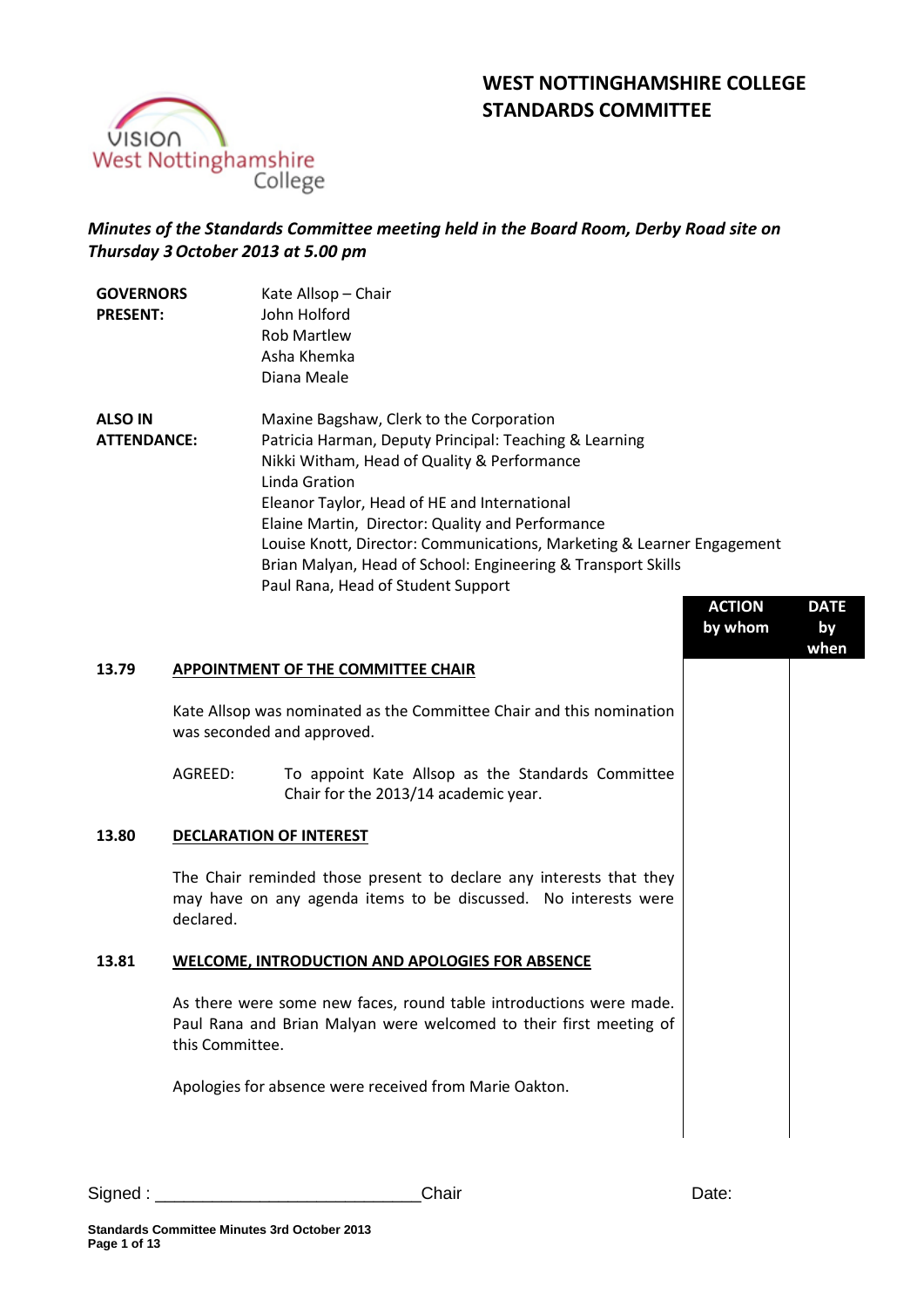# WEST NOTTINGHAMSHIRE COLLEGE STANDARDS COMMITTEE

*Minutes of the Standards Committee meeting held in the Board Room, Derby Road site on Thursday 3 October 2013 at 5.00 pm*

**GOVERNORS PRESENT:**
Kate Allsop – Chair
John Holford
Rob Martlew
Asha Khemka
Diana Meale

**ALSO IN ATTENDANCE:**
Maxine Bagshaw, Clerk to the Corporation
Patricia Harman, Deputy Principal: Teaching & Learning
Nikki Witham, Head of Quality & Performance
Linda Gration
Eleanor Taylor, Head of HE and International
Elaine Martin, Director: Quality and Performance
Louise Knott, Director: Communications, Marketing & Learner Engagement
Brian Malyan, Head of School: Engineering & Transport Skills
Paul Rana, Head of Student Support

| | | ACTION by whom | DATE by when |
|---|---|---|---|

**13.79 APPOINTMENT OF THE COMMITTEE CHAIR**

Kate Allsop was nominated as the Committee Chair and this nomination was seconded and approved.

AGREED: To appoint Kate Allsop as the Standards Committee Chair for the 2013/14 academic year.

**13.80 DECLARATION OF INTEREST**

The Chair reminded those present to declare any interests that they may have on any agenda items to be discussed. No interests were declared.

**13.81 WELCOME, INTRODUCTION AND APOLOGIES FOR ABSENCE**

As there were some new faces, round table introductions were made. Paul Rana and Brian Malyan were welcomed to their first meeting of this Committee.

Apologies for absence were received from Marie Oakton.

Signed : ___________________________Chair Date: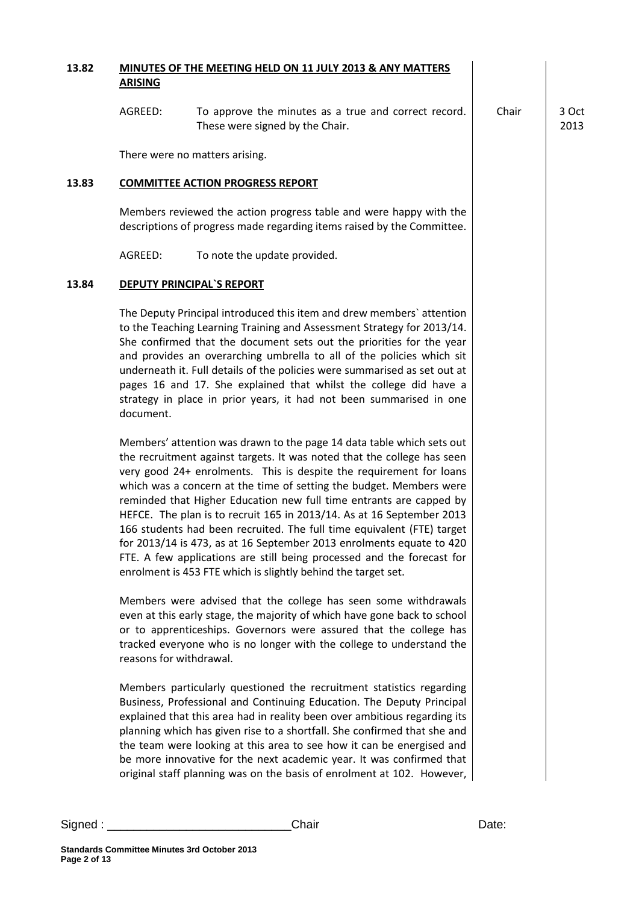**13.82 MINUTES OF THE MEETING HELD ON 11 JULY 2013 & ANY MATTERS ARISING**

| | | Action | Date |
|---|---|---|---|
| AGREED: | To approve the minutes as a true and correct record. These were signed by the Chair. | Chair | 3 Oct 2013 |

There were no matters arising.

**13.83 COMMITTEE ACTION PROGRESS REPORT**

Members reviewed the action progress table and were happy with the descriptions of progress made regarding items raised by the Committee.

AGREED: To note the update provided.

**13.84 DEPUTY PRINCIPAL`S REPORT**

The Deputy Principal introduced this item and drew members` attention to the Teaching Learning Training and Assessment Strategy for 2013/14. She confirmed that the document sets out the priorities for the year and provides an overarching umbrella to all of the policies which sit underneath it. Full details of the policies were summarised as set out at pages 16 and 17. She explained that whilst the college did have a strategy in place in prior years, it had not been summarised in one document.

Members' attention was drawn to the page 14 data table which sets out the recruitment against targets. It was noted that the college has seen very good 24+ enrolments. This is despite the requirement for loans which was a concern at the time of setting the budget. Members were reminded that Higher Education new full time entrants are capped by HEFCE. The plan is to recruit 165 in 2013/14. As at 16 September 2013 166 students had been recruited. The full time equivalent (FTE) target for 2013/14 is 473, as at 16 September 2013 enrolments equate to 420 FTE. A few applications are still being processed and the forecast for enrolment is 453 FTE which is slightly behind the target set.

Members were advised that the college has seen some withdrawals even at this early stage, the majority of which have gone back to school or to apprenticeships. Governors were assured that the college has tracked everyone who is no longer with the college to understand the reasons for withdrawal.

Members particularly questioned the recruitment statistics regarding Business, Professional and Continuing Education. The Deputy Principal explained that this area had in reality been over ambitious regarding its planning which has given rise to a shortfall. She confirmed that she and the team were looking at this area to see how it can be energised and be more innovative for the next academic year. It was confirmed that original staff planning was on the basis of enrolment at 102. However,

Signed : ____________________________Chair Date: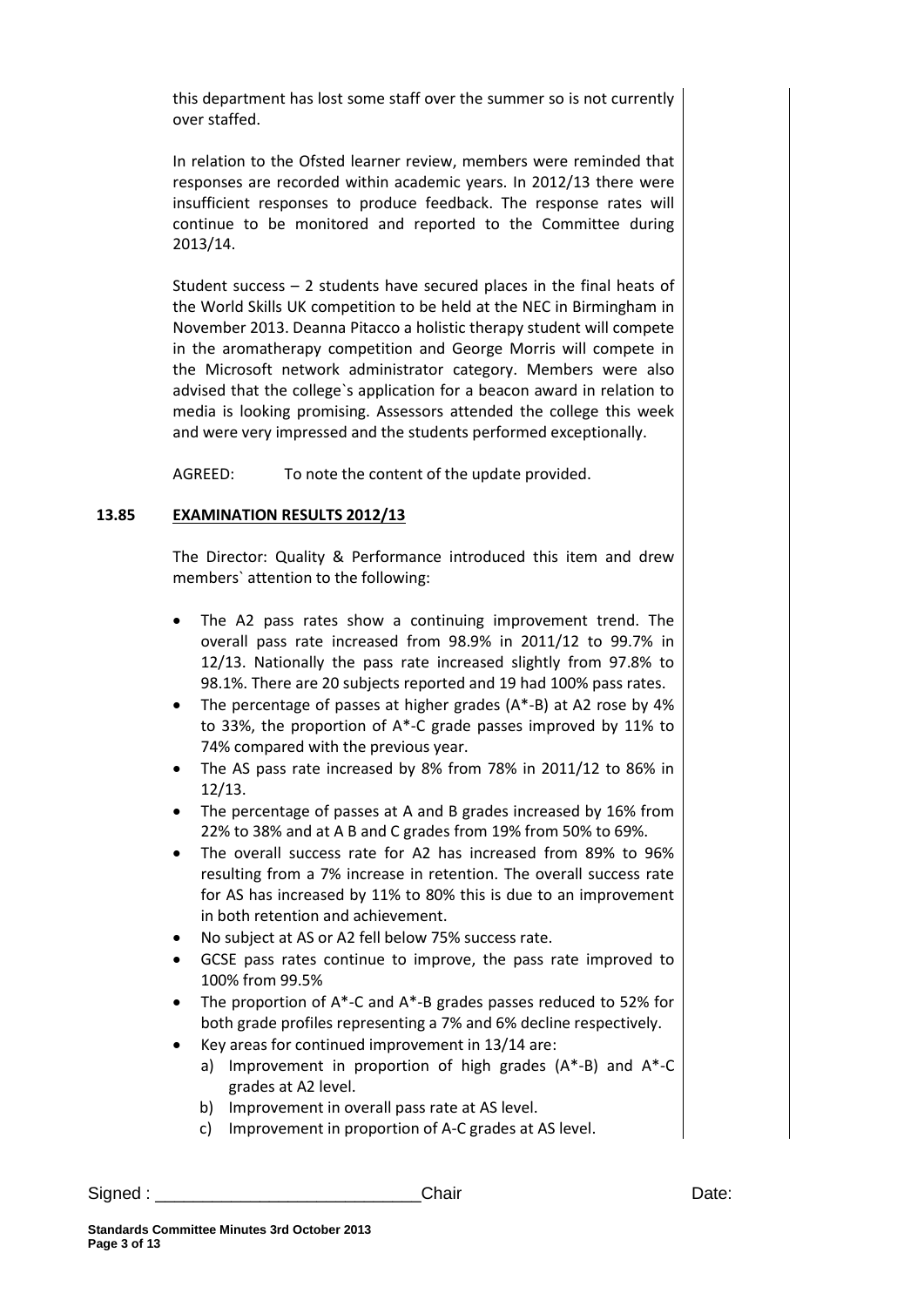this department has lost some staff over the summer so is not currently over staffed.

In relation to the Ofsted learner review, members were reminded that responses are recorded within academic years. In 2012/13 there were insufficient responses to produce feedback. The response rates will continue to be monitored and reported to the Committee during 2013/14.

Student success – 2 students have secured places in the final heats of the World Skills UK competition to be held at the NEC in Birmingham in November 2013. Deanna Pitacco a holistic therapy student will compete in the aromatherapy competition and George Morris will compete in the Microsoft network administrator category. Members were also advised that the college`s application for a beacon award in relation to media is looking promising. Assessors attended the college this week and were very impressed and the students performed exceptionally.

AGREED: To note the content of the update provided.

## 13.85 EXAMINATION RESULTS 2012/13

The Director: Quality & Performance introduced this item and drew members` attention to the following:

- The A2 pass rates show a continuing improvement trend. The overall pass rate increased from 98.9% in 2011/12 to 99.7% in 12/13. Nationally the pass rate increased slightly from 97.8% to 98.1%. There are 20 subjects reported and 19 had 100% pass rates.
- The percentage of passes at higher grades (A*-B) at A2 rose by 4% to 33%, the proportion of A*-C grade passes improved by 11% to 74% compared with the previous year.
- The AS pass rate increased by 8% from 78% in 2011/12 to 86% in 12/13.
- The percentage of passes at A and B grades increased by 16% from 22% to 38% and at A B and C grades from 19% from 50% to 69%.
- The overall success rate for A2 has increased from 89% to 96% resulting from a 7% increase in retention. The overall success rate for AS has increased by 11% to 80% this is due to an improvement in both retention and achievement.
- No subject at AS or A2 fell below 75% success rate.
- GCSE pass rates continue to improve, the pass rate improved to 100% from 99.5%
- The proportion of A*-C and A*-B grades passes reduced to 52% for both grade profiles representing a 7% and 6% decline respectively.
- Key areas for continued improvement in 13/14 are:
  a) Improvement in proportion of high grades (A*-B) and A*-C grades at A2 level.
  b) Improvement in overall pass rate at AS level.
  c) Improvement in proportion of A-C grades at AS level.

Signed : ___________________________Chair Date: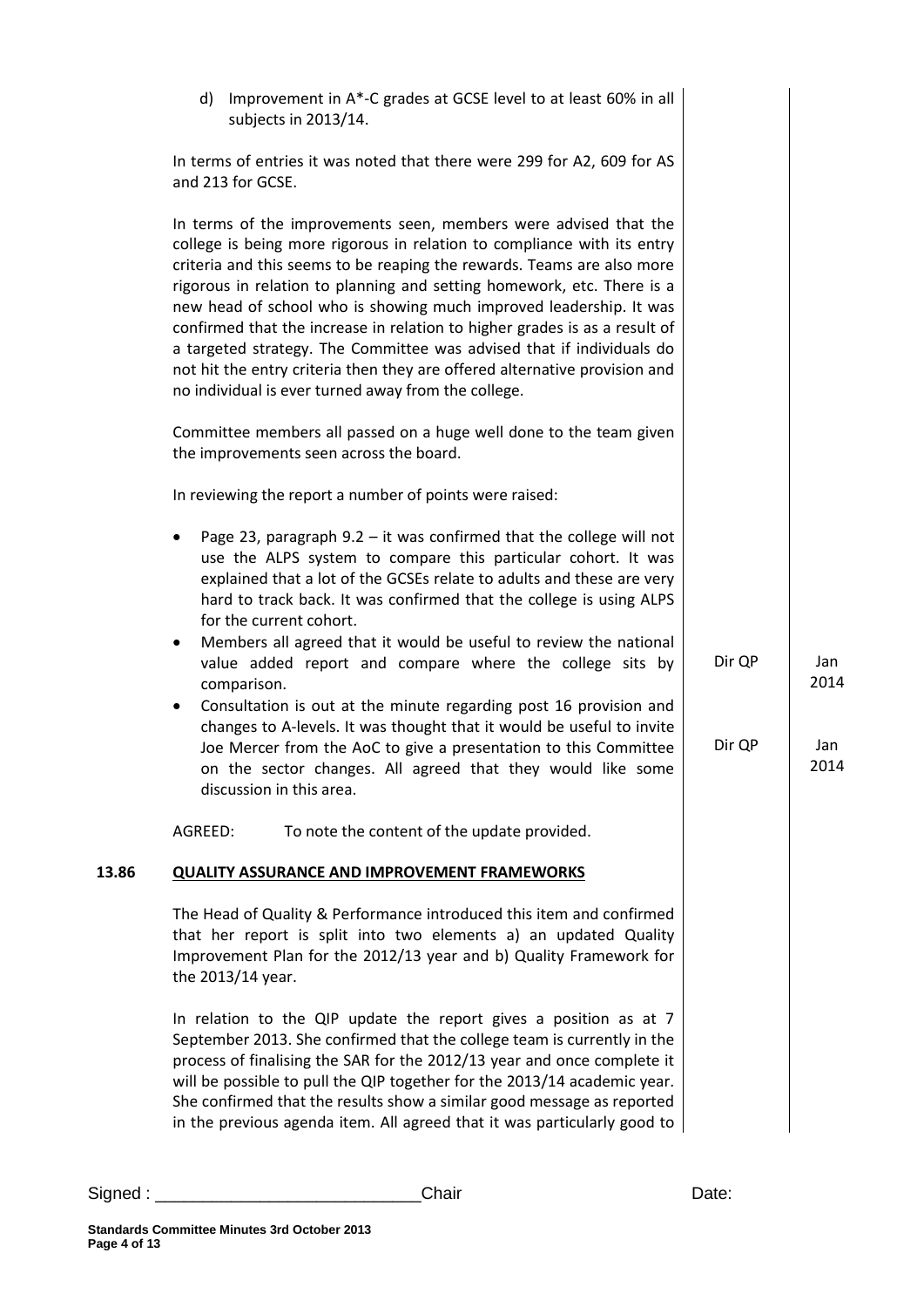d) Improvement in A*-C grades at GCSE level to at least 60% in all subjects in 2013/14.

In terms of entries it was noted that there were 299 for A2, 609 for AS and 213 for GCSE.

In terms of the improvements seen, members were advised that the college is being more rigorous in relation to compliance with its entry criteria and this seems to be reaping the rewards. Teams are also more rigorous in relation to planning and setting homework, etc. There is a new head of school who is showing much improved leadership. It was confirmed that the increase in relation to higher grades is as a result of a targeted strategy. The Committee was advised that if individuals do not hit the entry criteria then they are offered alternative provision and no individual is ever turned away from the college.

Committee members all passed on a huge well done to the team given the improvements seen across the board.

In reviewing the report a number of points were raised:

- Page 23, paragraph 9.2 – it was confirmed that the college will not use the ALPS system to compare this particular cohort. It was explained that a lot of the GCSEs relate to adults and these are very hard to track back. It was confirmed that the college is using ALPS for the current cohort.
- Members all agreed that it would be useful to review the national value added report and compare where the college sits by comparison. — **Dir QP — Jan 2014**
- Consultation is out at the minute regarding post 16 provision and changes to A-levels. It was thought that it would be useful to invite Joe Mercer from the AoC to give a presentation to this Committee on the sector changes. All agreed that they would like some discussion in this area. — **Dir QP — Jan 2014**

AGREED: To note the content of the update provided.

**13.86 QUALITY ASSURANCE AND IMPROVEMENT FRAMEWORKS**

The Head of Quality & Performance introduced this item and confirmed that her report is split into two elements a) an updated Quality Improvement Plan for the 2012/13 year and b) Quality Framework for the 2013/14 year.

In relation to the QIP update the report gives a position as at 7 September 2013. She confirmed that the college team is currently in the process of finalising the SAR for the 2012/13 year and once complete it will be possible to pull the QIP together for the 2013/14 academic year. She confirmed that the results show a similar good message as reported in the previous agenda item. All agreed that it was particularly good to

Signed : ___________________________Chair Date: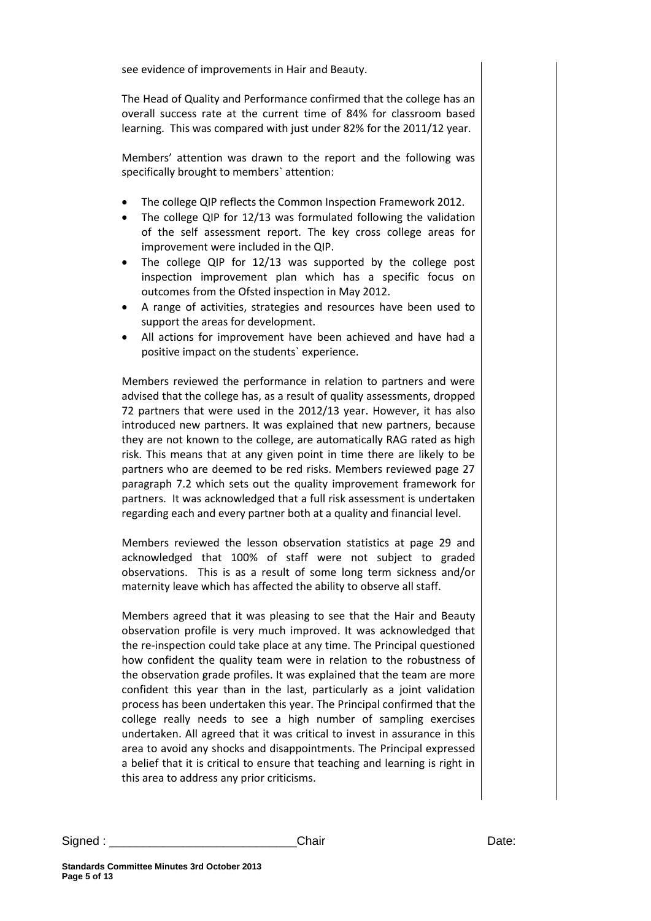see evidence of improvements in Hair and Beauty.

The Head of Quality and Performance confirmed that the college has an overall success rate at the current time of 84% for classroom based learning. This was compared with just under 82% for the 2011/12 year.

Members' attention was drawn to the report and the following was specifically brought to members` attention:

- The college QIP reflects the Common Inspection Framework 2012.
- The college QIP for 12/13 was formulated following the validation of the self assessment report. The key cross college areas for improvement were included in the QIP.
- The college QIP for 12/13 was supported by the college post inspection improvement plan which has a specific focus on outcomes from the Ofsted inspection in May 2012.
- A range of activities, strategies and resources have been used to support the areas for development.
- All actions for improvement have been achieved and have had a positive impact on the students` experience.

Members reviewed the performance in relation to partners and were advised that the college has, as a result of quality assessments, dropped 72 partners that were used in the 2012/13 year. However, it has also introduced new partners. It was explained that new partners, because they are not known to the college, are automatically RAG rated as high risk. This means that at any given point in time there are likely to be partners who are deemed to be red risks. Members reviewed page 27 paragraph 7.2 which sets out the quality improvement framework for partners. It was acknowledged that a full risk assessment is undertaken regarding each and every partner both at a quality and financial level.

Members reviewed the lesson observation statistics at page 29 and acknowledged that 100% of staff were not subject to graded observations. This is as a result of some long term sickness and/or maternity leave which has affected the ability to observe all staff.

Members agreed that it was pleasing to see that the Hair and Beauty observation profile is very much improved. It was acknowledged that the re-inspection could take place at any time. The Principal questioned how confident the quality team were in relation to the robustness of the observation grade profiles. It was explained that the team are more confident this year than in the last, particularly as a joint validation process has been undertaken this year. The Principal confirmed that the college really needs to see a high number of sampling exercises undertaken. All agreed that it was critical to invest in assurance in this area to avoid any shocks and disappointments. The Principal expressed a belief that it is critical to ensure that teaching and learning is right in this area to address any prior criticisms.

Signed : ___________________________Chair Date: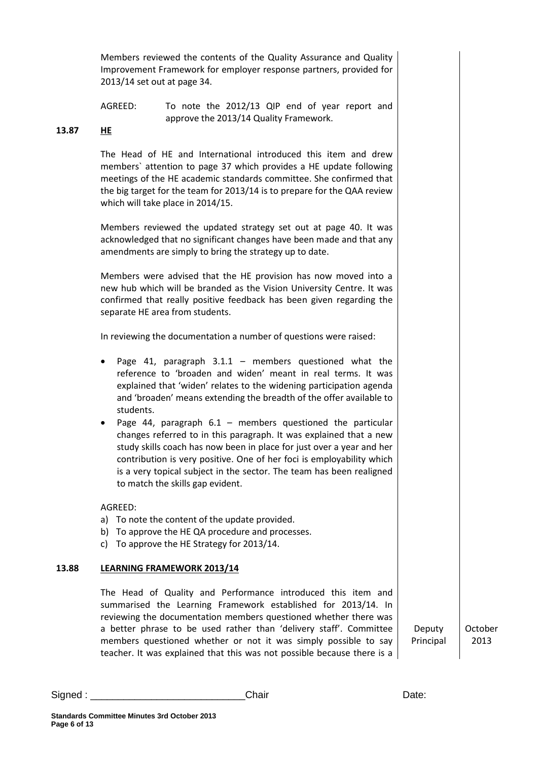Members reviewed the contents of the Quality Assurance and Quality Improvement Framework for employer response partners, provided for 2013/14 set out at page 34.

AGREED: To note the 2012/13 QIP end of year report and approve the 2013/14 Quality Framework.

**13.87 HE**

The Head of HE and International introduced this item and drew members` attention to page 37 which provides a HE update following meetings of the HE academic standards committee. She confirmed that the big target for the team for 2013/14 is to prepare for the QAA review which will take place in 2014/15.

Members reviewed the updated strategy set out at page 40. It was acknowledged that no significant changes have been made and that any amendments are simply to bring the strategy up to date.

Members were advised that the HE provision has now moved into a new hub which will be branded as the Vision University Centre. It was confirmed that really positive feedback has been given regarding the separate HE area from students.

In reviewing the documentation a number of questions were raised:

- Page 41, paragraph 3.1.1 – members questioned what the reference to 'broaden and widen' meant in real terms. It was explained that 'widen' relates to the widening participation agenda and 'broaden' means extending the breadth of the offer available to students.
- Page 44, paragraph 6.1 – members questioned the particular changes referred to in this paragraph. It was explained that a new study skills coach has now been in place for just over a year and her contribution is very positive. One of her foci is employability which is a very topical subject in the sector. The team has been realigned to match the skills gap evident.

AGREED:

a) To note the content of the update provided.
b) To approve the HE QA procedure and processes.
c) To approve the HE Strategy for 2013/14.

**13.88 LEARNING FRAMEWORK 2013/14**

The Head of Quality and Performance introduced this item and summarised the Learning Framework established for 2013/14. In reviewing the documentation members questioned whether there was a better phrase to be used rather than 'delivery staff'. Committee members questioned whether or not it was simply possible to say teacher. It was explained that this was not possible because there is a

| Action | Date |
|---|---|
| Deputy Principal | October 2013 |

Signed : ____________________________Chair Date: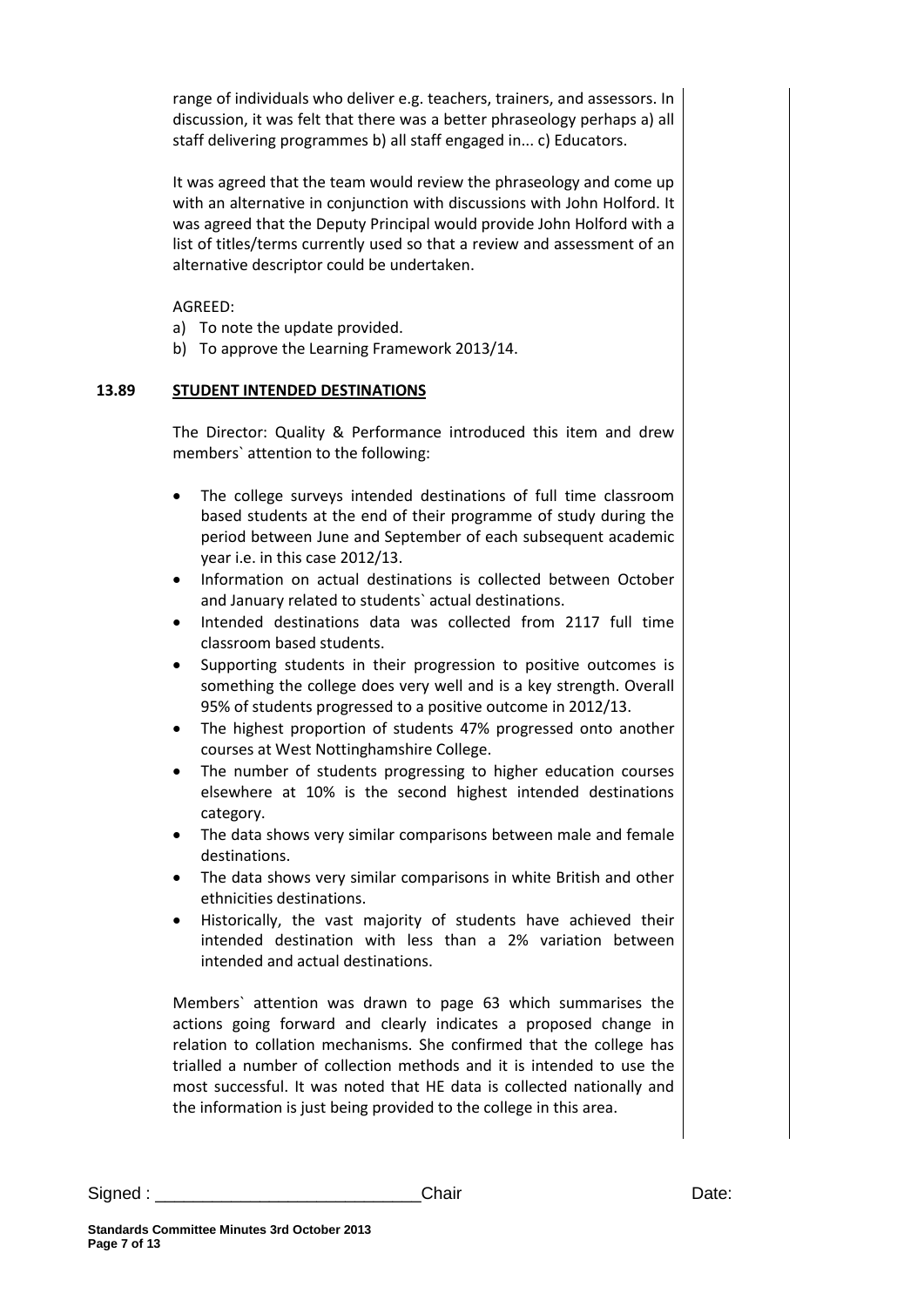range of individuals who deliver e.g. teachers, trainers, and assessors. In discussion, it was felt that there was a better phraseology perhaps a) all staff delivering programmes b) all staff engaged in... c) Educators.

It was agreed that the team would review the phraseology and come up with an alternative in conjunction with discussions with John Holford. It was agreed that the Deputy Principal would provide John Holford with a list of titles/terms currently used so that a review and assessment of an alternative descriptor could be undertaken.

AGREED:

a) To note the update provided.
b) To approve the Learning Framework 2013/14.

**13.89 STUDENT INTENDED DESTINATIONS**

The Director: Quality & Performance introduced this item and drew members` attention to the following:

- The college surveys intended destinations of full time classroom based students at the end of their programme of study during the period between June and September of each subsequent academic year i.e. in this case 2012/13.
- Information on actual destinations is collected between October and January related to students` actual destinations.
- Intended destinations data was collected from 2117 full time classroom based students.
- Supporting students in their progression to positive outcomes is something the college does very well and is a key strength. Overall 95% of students progressed to a positive outcome in 2012/13.
- The highest proportion of students 47% progressed onto another courses at West Nottinghamshire College.
- The number of students progressing to higher education courses elsewhere at 10% is the second highest intended destinations category.
- The data shows very similar comparisons between male and female destinations.
- The data shows very similar comparisons in white British and other ethnicities destinations.
- Historically, the vast majority of students have achieved their intended destination with less than a 2% variation between intended and actual destinations.

Members` attention was drawn to page 63 which summarises the actions going forward and clearly indicates a proposed change in relation to collation mechanisms. She confirmed that the college has trialled a number of collection methods and it is intended to use the most successful. It was noted that HE data is collected nationally and the information is just being provided to the college in this area.

Signed : ___________________________Chair Date: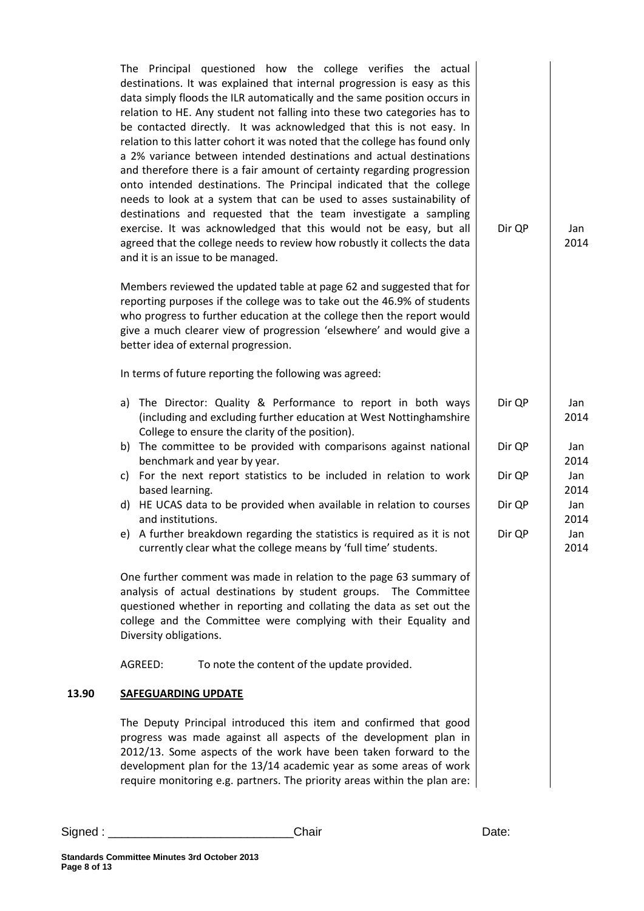| | | | |
|---|---|---|---|
| | The Principal questioned how the college verifies the actual destinations. It was explained that internal progression is easy as this data simply floods the ILR automatically and the same position occurs in relation to HE. Any student not falling into these two categories has to be contacted directly. It was acknowledged that this is not easy. In relation to this latter cohort it was noted that the college has found only a 2% variance between intended destinations and actual destinations and therefore there is a fair amount of certainty regarding progression onto intended destinations. The Principal indicated that the college needs to look at a system that can be used to asses sustainability of destinations and requested that the team investigate a sampling exercise. It was acknowledged that this would not be easy, but all agreed that the college needs to review how robustly it collects the data and it is an issue to be managed. | Dir QP | Jan 2014 |
| | Members reviewed the updated table at page 62 and suggested that for reporting purposes if the college was to take out the 46.9% of students who progress to further education at the college then the report would give a much clearer view of progression 'elsewhere' and would give a better idea of external progression. | | |
| | In terms of future reporting the following was agreed: | | |
| | a) The Director: Quality & Performance to report in both ways (including and excluding further education at West Nottinghamshire College to ensure the clarity of the position). | Dir QP | Jan 2014 |
| | b) The committee to be provided with comparisons against national benchmark and year by year. | Dir QP | Jan 2014 |
| | c) For the next report statistics to be included in relation to work based learning. | Dir QP | Jan 2014 |
| | d) HE UCAS data to be provided when available in relation to courses and institutions. | Dir QP | Jan 2014 |
| | e) A further breakdown regarding the statistics is required as it is not currently clear what the college means by 'full time' students. | Dir QP | Jan 2014 |
| | One further comment was made in relation to the page 63 summary of analysis of actual destinations by student groups. The Committee questioned whether in reporting and collating the data as set out the college and the Committee were complying with their Equality and Diversity obligations. | | |
| | AGREED: To note the content of the update provided. | | |
| **13.90** | **SAFEGUARDING UPDATE** | | |
| | The Deputy Principal introduced this item and confirmed that good progress was made against all aspects of the development plan in 2012/13. Some aspects of the work have been taken forward to the development plan for the 13/14 academic year as some areas of work require monitoring e.g. partners. The priority areas within the plan are: | | |

Signed : ___________________________Chair Date: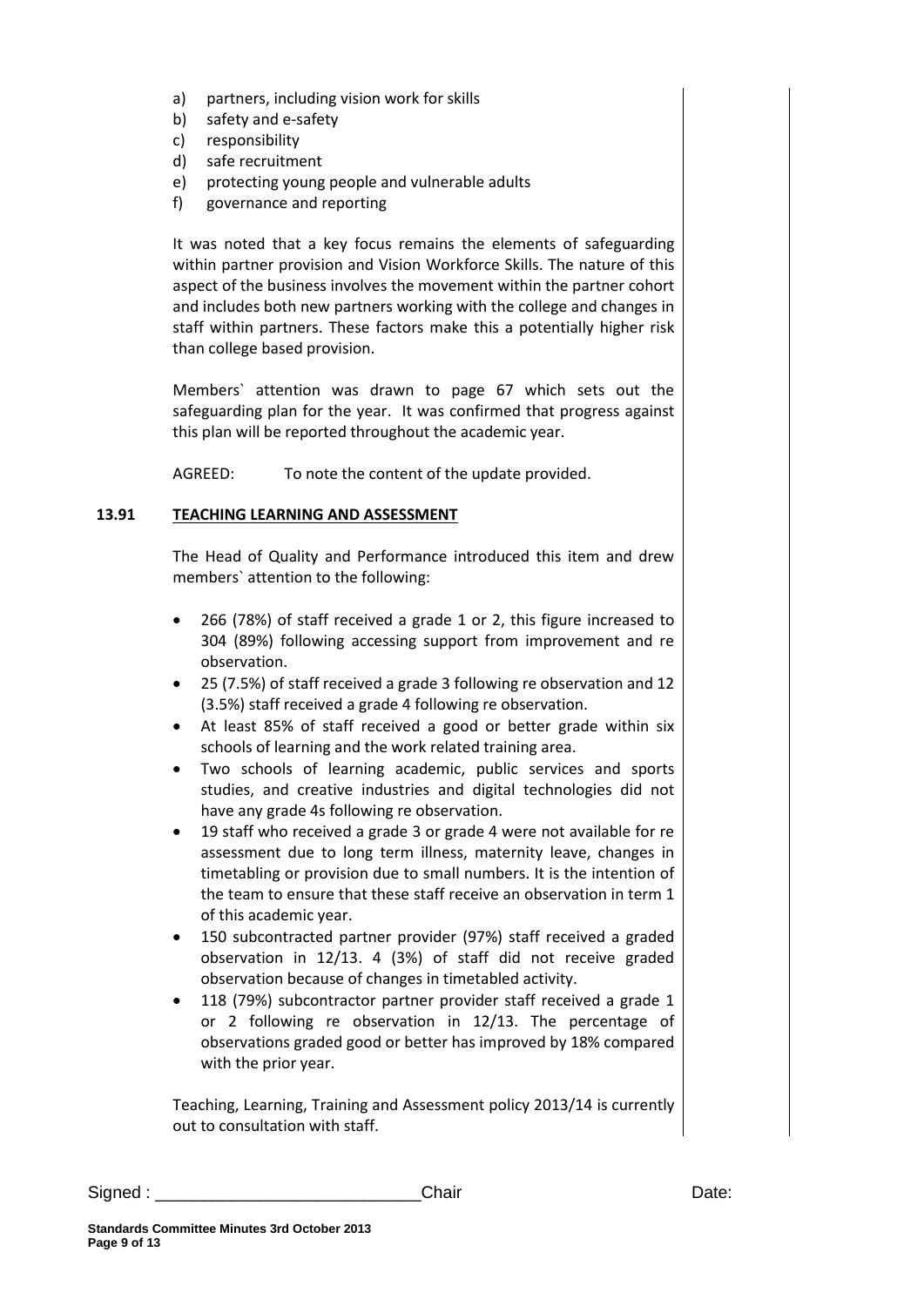a) partners, including vision work for skills
b) safety and e-safety
c) responsibility
d) safe recruitment
e) protecting young people and vulnerable adults
f) governance and reporting

It was noted that a key focus remains the elements of safeguarding within partner provision and Vision Workforce Skills. The nature of this aspect of the business involves the movement within the partner cohort and includes both new partners working with the college and changes in staff within partners. These factors make this a potentially higher risk than college based provision.

Members` attention was drawn to page 67 which sets out the safeguarding plan for the year. It was confirmed that progress against this plan will be reported throughout the academic year.

AGREED: To note the content of the update provided.

**13.91 TEACHING LEARNING AND ASSESSMENT**

The Head of Quality and Performance introduced this item and drew members` attention to the following:

- 266 (78%) of staff received a grade 1 or 2, this figure increased to 304 (89%) following accessing support from improvement and re observation.
- 25 (7.5%) of staff received a grade 3 following re observation and 12 (3.5%) staff received a grade 4 following re observation.
- At least 85% of staff received a good or better grade within six schools of learning and the work related training area.
- Two schools of learning academic, public services and sports studies, and creative industries and digital technologies did not have any grade 4s following re observation.
- 19 staff who received a grade 3 or grade 4 were not available for re assessment due to long term illness, maternity leave, changes in timetabling or provision due to small numbers. It is the intention of the team to ensure that these staff receive an observation in term 1 of this academic year.
- 150 subcontracted partner provider (97%) staff received a graded observation in 12/13. 4 (3%) of staff did not receive graded observation because of changes in timetabled activity.
- 118 (79%) subcontractor partner provider staff received a grade 1 or 2 following re observation in 12/13. The percentage of observations graded good or better has improved by 18% compared with the prior year.

Teaching, Learning, Training and Assessment policy 2013/14 is currently out to consultation with staff.

Signed : ___________________________Chair Date:

**Standards Committee Minutes 3rd October 2013**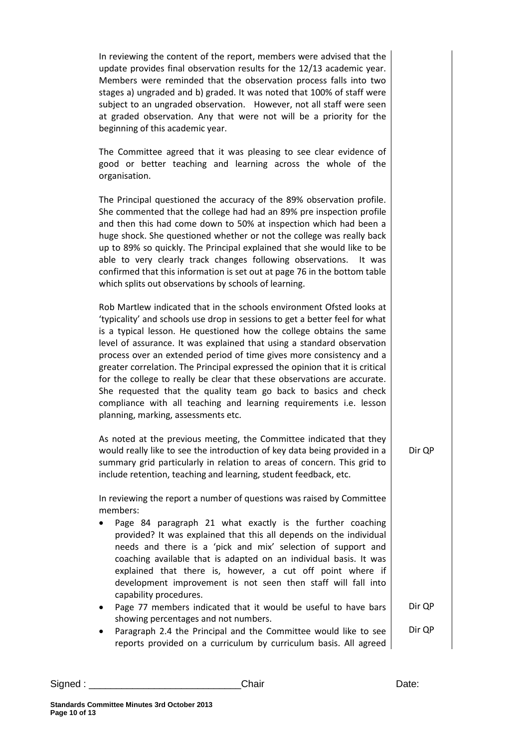In reviewing the content of the report, members were advised that the update provides final observation results for the 12/13 academic year. Members were reminded that the observation process falls into two stages a) ungraded and b) graded. It was noted that 100% of staff were subject to an ungraded observation. However, not all staff were seen at graded observation. Any that were not will be a priority for the beginning of this academic year.

The Committee agreed that it was pleasing to see clear evidence of good or better teaching and learning across the whole of the organisation.

The Principal questioned the accuracy of the 89% observation profile. She commented that the college had had an 89% pre inspection profile and then this had come down to 50% at inspection which had been a huge shock. She questioned whether or not the college was really back up to 89% so quickly. The Principal explained that she would like to be able to very clearly track changes following observations. It was confirmed that this information is set out at page 76 in the bottom table which splits out observations by schools of learning.

Rob Martlew indicated that in the schools environment Ofsted looks at 'typicality' and schools use drop in sessions to get a better feel for what is a typical lesson. He questioned how the college obtains the same level of assurance. It was explained that using a standard observation process over an extended period of time gives more consistency and a greater correlation. The Principal expressed the opinion that it is critical for the college to really be clear that these observations are accurate. She requested that the quality team go back to basics and check compliance with all teaching and learning requirements i.e. lesson planning, marking, assessments etc.

As noted at the previous meeting, the Committee indicated that they would really like to see the introduction of key data being provided in a summary grid particularly in relation to areas of concern. This grid to include retention, teaching and learning, student feedback, etc. — **Dir QP**

In reviewing the report a number of questions was raised by Committee members:

- Page 84 paragraph 21 what exactly is the further coaching provided? It was explained that this all depends on the individual needs and there is a 'pick and mix' selection of support and coaching available that is adapted on an individual basis. It was explained that there is, however, a cut off point where if development improvement is not seen then staff will fall into capability procedures.
- Page 77 members indicated that it would be useful to have bars showing percentages and not numbers. — **Dir QP**
- Paragraph 2.4 the Principal and the Committee would like to see reports provided on a curriculum by curriculum basis. All agreed — **Dir QP**

Signed : \_\_\_\_\_\_\_\_\_\_\_\_\_\_\_\_\_\_\_\_\_\_\_\_\_\_\_\_ Chair Date: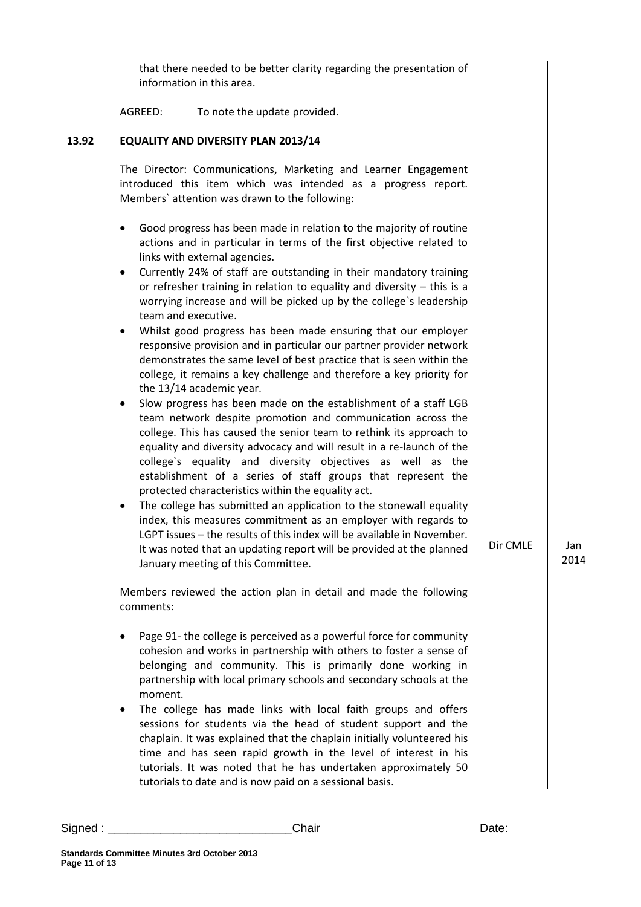that there needed to be better clarity regarding the presentation of information in this area.

AGREED: To note the update provided.

**13.92 EQUALITY AND DIVERSITY PLAN 2013/14**

The Director: Communications, Marketing and Learner Engagement introduced this item which was intended as a progress report. Members` attention was drawn to the following:

- Good progress has been made in relation to the majority of routine actions and in particular in terms of the first objective related to links with external agencies.
- Currently 24% of staff are outstanding in their mandatory training or refresher training in relation to equality and diversity – this is a worrying increase and will be picked up by the college`s leadership team and executive.
- Whilst good progress has been made ensuring that our employer responsive provision and in particular our partner provider network demonstrates the same level of best practice that is seen within the college, it remains a key challenge and therefore a key priority for the 13/14 academic year.
- Slow progress has been made on the establishment of a staff LGB team network despite promotion and communication across the college. This has caused the senior team to rethink its approach to equality and diversity advocacy and will result in a re-launch of the college`s equality and diversity objectives as well as the establishment of a series of staff groups that represent the protected characteristics within the equality act.
- The college has submitted an application to the stonewall equality index, this measures commitment as an employer with regards to LGPT issues – the results of this index will be available in November. It was noted that an updating report will be provided at the planned January meeting of this Committee. — **Dir CMLE** — **Jan 2014**

Members reviewed the action plan in detail and made the following comments:

- Page 91- the college is perceived as a powerful force for community cohesion and works in partnership with others to foster a sense of belonging and community. This is primarily done working in partnership with local primary schools and secondary schools at the moment.
- The college has made links with local faith groups and offers sessions for students via the head of student support and the chaplain. It was explained that the chaplain initially volunteered his time and has seen rapid growth in the level of interest in his tutorials. It was noted that he has undertaken approximately 50 tutorials to date and is now paid on a sessional basis.

Signed : ___________________________Chair Date: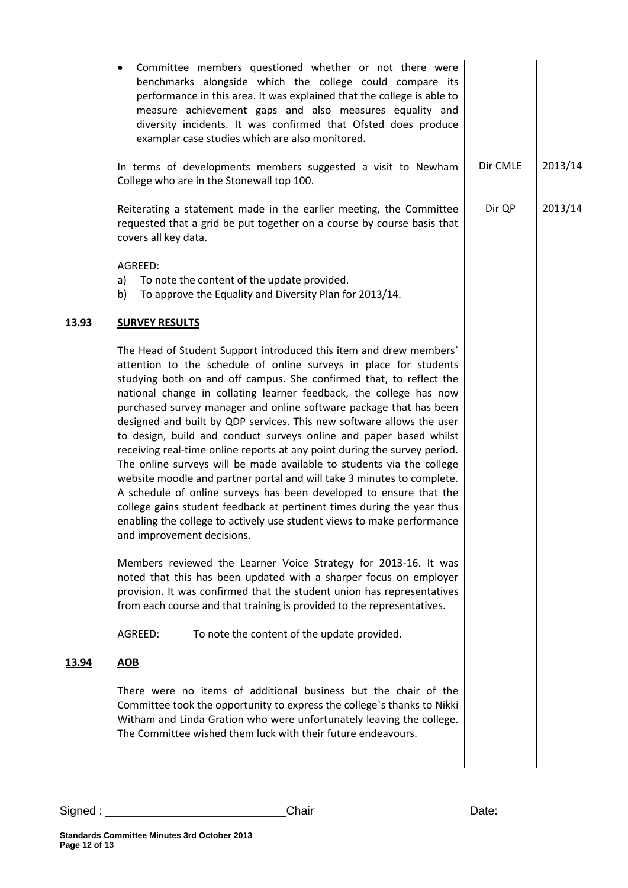- Committee members questioned whether or not there were benchmarks alongside which the college could compare its performance in this area. It was explained that the college is able to measure achievement gaps and also measures equality and diversity incidents. It was confirmed that Ofsted does produce examplar case studies which are also monitored.

| | | |
|---|---|---|
| In terms of developments members suggested a visit to Newham College who are in the Stonewall top 100. | Dir CMLE | 2013/14 |
| Reiterating a statement made in the earlier meeting, the Committee requested that a grid be put together on a course by course basis that covers all key data. | Dir QP | 2013/14 |

AGREED:

a) To note the content of the update provided.
b) To approve the Equality and Diversity Plan for 2013/14.

**13.93 SURVEY RESULTS**

The Head of Student Support introduced this item and drew members` attention to the schedule of online surveys in place for students studying both on and off campus. She confirmed that, to reflect the national change in collating learner feedback, the college has now purchased survey manager and online software package that has been designed and built by QDP services. This new software allows the user to design, build and conduct surveys online and paper based whilst receiving real-time online reports at any point during the survey period. The online surveys will be made available to students via the college website moodle and partner portal and will take 3 minutes to complete. A schedule of online surveys has been developed to ensure that the college gains student feedback at pertinent times during the year thus enabling the college to actively use student views to make performance and improvement decisions.

Members reviewed the Learner Voice Strategy for 2013-16. It was noted that this has been updated with a sharper focus on employer provision. It was confirmed that the student union has representatives from each course and that training is provided to the representatives.

AGREED: To note the content of the update provided.

**13.94 AOB**

There were no items of additional business but the chair of the Committee took the opportunity to express the college`s thanks to Nikki Witham and Linda Gration who were unfortunately leaving the college. The Committee wished them luck with their future endeavours.

Signed : ____________________________ Chair Date: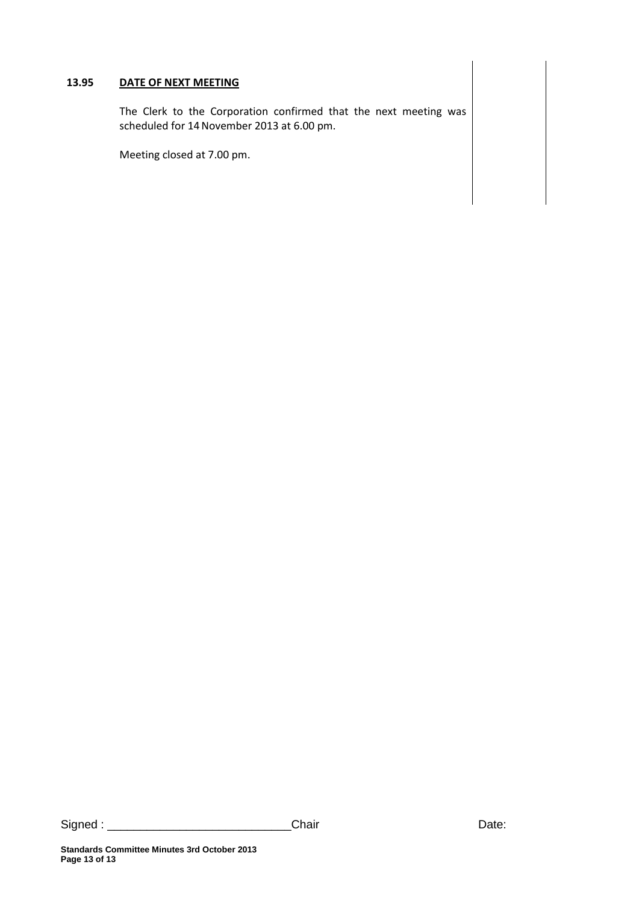**13.95 DATE OF NEXT MEETING**

The Clerk to the Corporation confirmed that the next meeting was scheduled for 14 November 2013 at 6.00 pm.

Meeting closed at 7.00 pm.

Signed : ___________________________Chair Date: